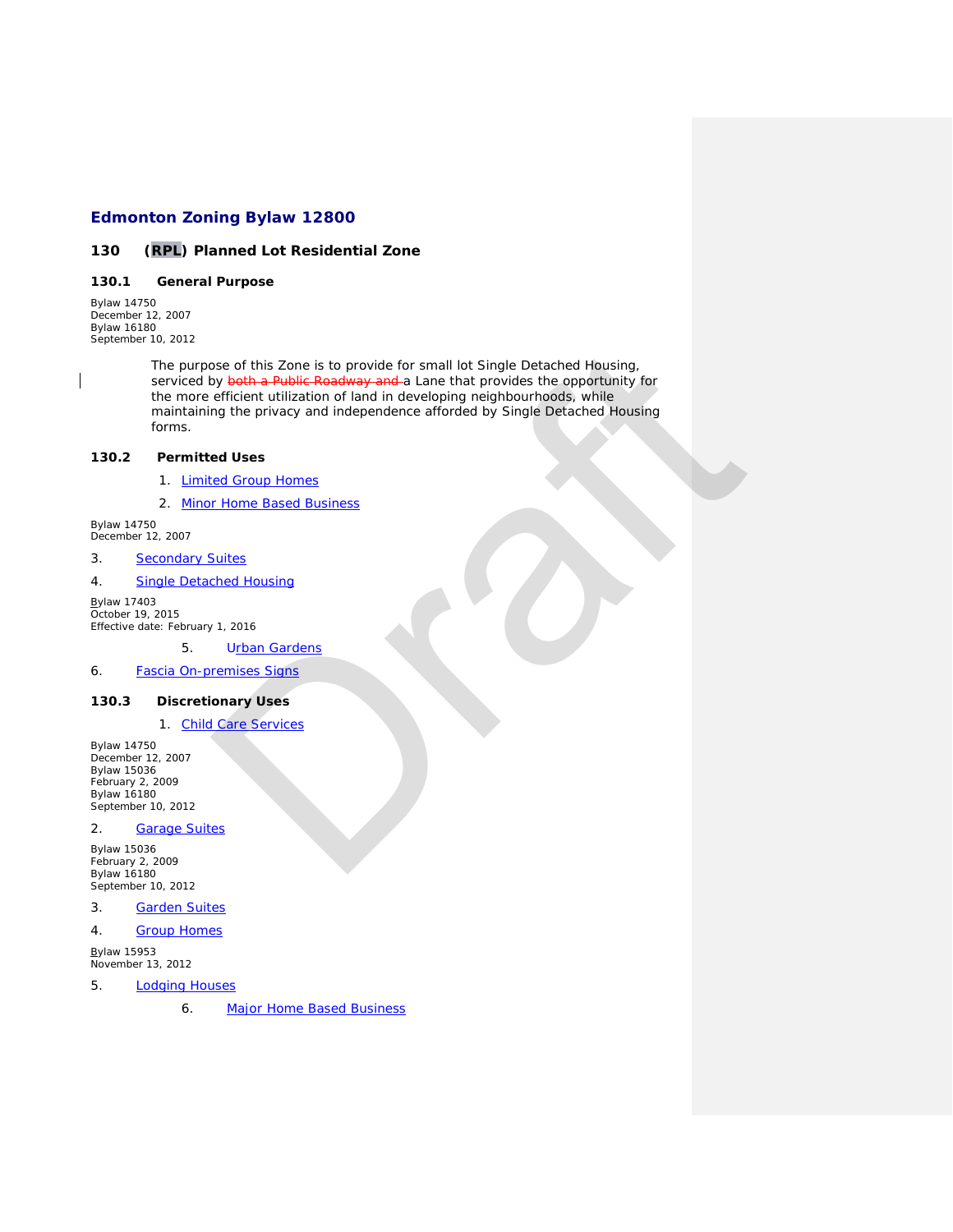# Edmonton Zoning Bylaw 12800

## 130 (RPL) Planned Lot Residential Zone

### 130.1 General Purpose

Bylaw 14750
December 12, 2007
Bylaw 16180
September 10, 2012

The purpose of this Zone is to provide for small lot Single Detached Housing, serviced by ~~both a Public Roadway and~~ a Lane that provides the opportunity for the more efficient utilization of land in developing neighbourhoods, while maintaining the privacy and independence afforded by Single Detached Housing forms.

### 130.2 Permitted Uses

1. Limited Group Homes
2. Minor Home Based Business

Bylaw 14750
December 12, 2007

3. Secondary Suites
4. Single Detached Housing

Bylaw 17403
October 19, 2015
Effective date: February 1, 2016

5. Urban Gardens
6. Fascia On-premises Signs

### 130.3 Discretionary Uses

1. Child Care Services

Bylaw 14750
December 12, 2007
Bylaw 15036
February 2, 2009
Bylaw 16180
September 10, 2012

2. Garage Suites

Bylaw 15036
February 2, 2009
Bylaw 16180
September 10, 2012

3. Garden Suites
4. Group Homes

Bylaw 15953
November 13, 2012

5. Lodging Houses
6. Major Home Based Business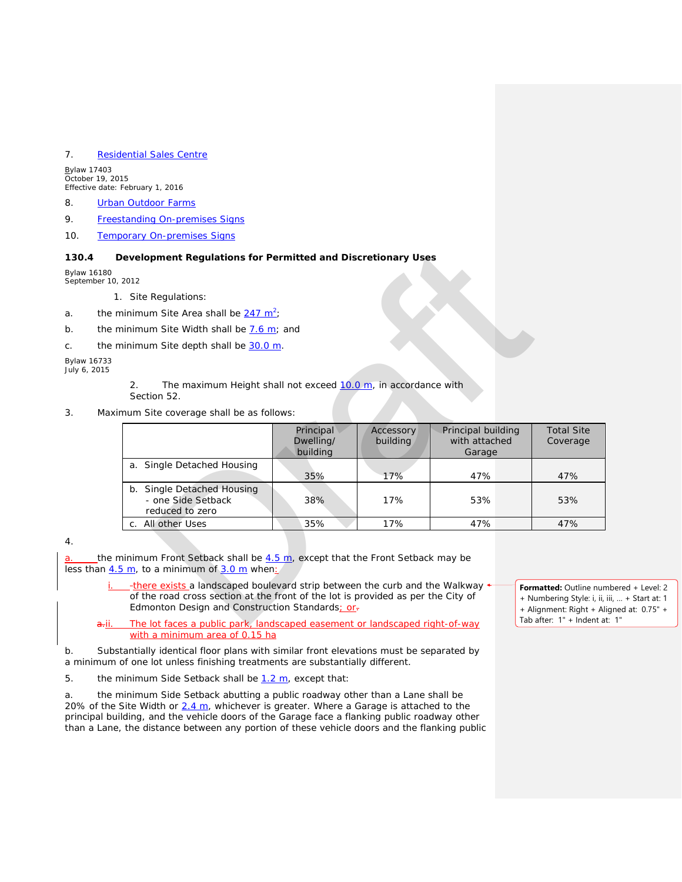7. Residential Sales Centre

Bylaw 17403
October 19, 2015
Effective date: February 1, 2016

8. Urban Outdoor Farms

9. Freestanding On-premises Signs

10. Temporary On-premises Signs

### 130.4 Development Regulations for Permitted and Discretionary Uses

Bylaw 16180
September 10, 2012

1. Site Regulations:

a. the minimum Site Area shall be 247 $m^2$;

b. the minimum Site Width shall be 7.6 m; and

c. the minimum Site depth shall be 30.0 m.

Bylaw 16733
July 6, 2015

2. The maximum Height shall not exceed 10.0 m, in accordance with Section 52.

3. Maximum Site coverage shall be as follows:

| | Principal Dwelling/ building | Accessory building | Principal building with attached Garage | Total Site Coverage |
|---|---|---|---|---|
| a. Single Detached Housing | 35% | 17% | 47% | 47% |
| b. Single Detached Housing - one Side Setback reduced to zero | 38% | 17% | 53% | 53% |
| c. All other Uses | 35% | 17% | 47% | 47% |

4.

a. the minimum Front Setback shall be 4.5 m, except that the Front Setback may be less than 4.5 m, to a minimum of 3.0 m when:

i. there exists a landscaped boulevard strip between the curb and the Walkway of the road cross section at the front of the lot is provided as per the City of Edmonton Design and Construction Standards; or

ii. The lot faces a public park, landscaped easement or landscaped right-of-way with a minimum area of 0.15 ha

b. Substantially identical floor plans with similar front elevations must be separated by a minimum of one lot unless finishing treatments are substantially different.

5. the minimum Side Setback shall be 1.2 m, except that:

a. the minimum Side Setback abutting a public roadway other than a Lane shall be 20% of the Site Width or 2.4 m, whichever is greater. Where a Garage is attached to the principal building, and the vehicle doors of the Garage face a flanking public roadway other than a Lane, the distance between any portion of these vehicle doors and the flanking public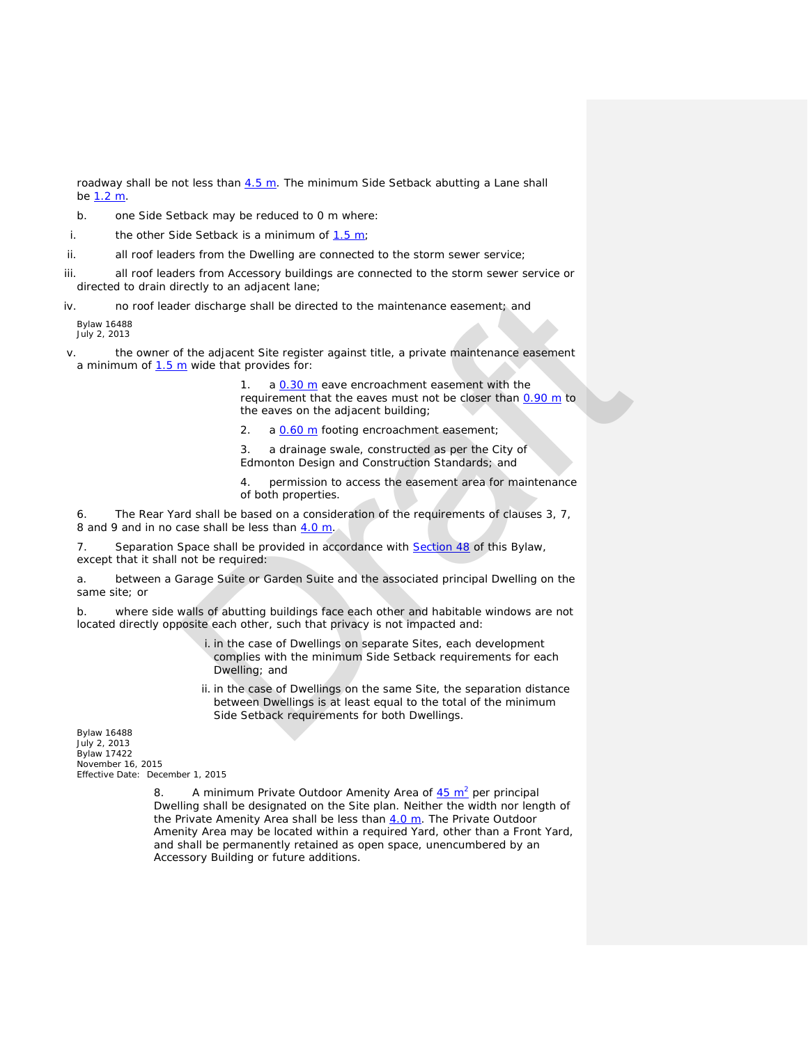roadway shall be not less than 4.5 m. The minimum Side Setback abutting a Lane shall be 1.2 m.

b. one Side Setback may be reduced to 0 m where:

i. the other Side Setback is a minimum of 1.5 m;

ii. all roof leaders from the Dwelling are connected to the storm sewer service;

iii. all roof leaders from Accessory buildings are connected to the storm sewer service or directed to drain directly to an adjacent lane;

iv. no roof leader discharge shall be directed to the maintenance easement; and

Bylaw 16488
July 2, 2013

v. the owner of the adjacent Site register against title, a private maintenance easement a minimum of 1.5 m wide that provides for:

1. a 0.30 m eave encroachment easement with the requirement that the eaves must not be closer than 0.90 m to the eaves on the adjacent building;

2. a 0.60 m footing encroachment easement;

3. a drainage swale, constructed as per the City of Edmonton Design and Construction Standards; and

4. permission to access the easement area for maintenance of both properties.

6. The Rear Yard shall be based on a consideration of the requirements of clauses 3, 7, 8 and 9 and in no case shall be less than 4.0 m.

7. Separation Space shall be provided in accordance with Section 48 of this Bylaw, except that it shall not be required:

a. between a Garage Suite or Garden Suite and the associated principal Dwelling on the same site; or

b. where side walls of abutting buildings face each other and habitable windows are not located directly opposite each other, such that privacy is not impacted and:

i. in the case of Dwellings on separate Sites, each development complies with the minimum Side Setback requirements for each Dwelling; and

ii. in the case of Dwellings on the same Site, the separation distance between Dwellings is at least equal to the total of the minimum Side Setback requirements for both Dwellings.

Bylaw 16488
July 2, 2013
Bylaw 17422
November 16, 2015
Effective Date: December 1, 2015

8. A minimum Private Outdoor Amenity Area of 45 $m^2$ per principal Dwelling shall be designated on the Site plan. Neither the width nor length of the Private Amenity Area shall be less than 4.0 m. The Private Outdoor Amenity Area may be located within a required Yard, other than a Front Yard, and shall be permanently retained as open space, unencumbered by an Accessory Building or future additions.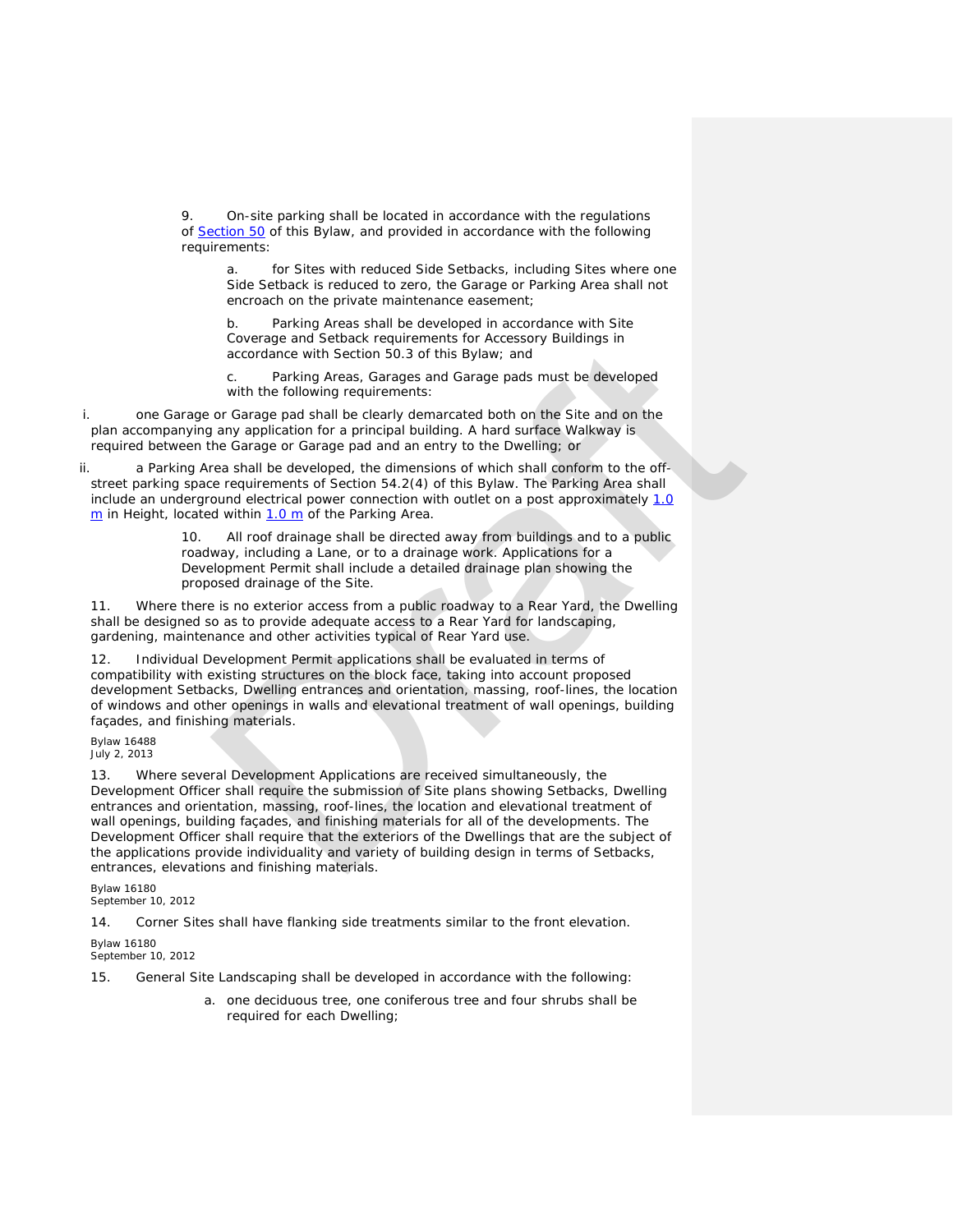9. On-site parking shall be located in accordance with the regulations of [Section 50](#) of this Bylaw, and provided in accordance with the following requirements:

   a. for Sites with reduced Side Setbacks, including Sites where one Side Setback is reduced to zero, the Garage or Parking Area shall not encroach on the private maintenance easement;

   b. Parking Areas shall be developed in accordance with Site Coverage and Setback requirements for Accessory Buildings in accordance with Section 50.3 of this Bylaw; and

   c. Parking Areas, Garages and Garage pads must be developed with the following requirements:

      i. one Garage or Garage pad shall be clearly demarcated both on the Site and on the plan accompanying any application for a principal building. A hard surface Walkway is required between the Garage or Garage pad and an entry to the Dwelling; or

      ii. a Parking Area shall be developed, the dimensions of which shall conform to the off-street parking space requirements of Section 54.2(4) of this Bylaw. The Parking Area shall include an underground electrical power connection with outlet on a post approximately 1.0 m in Height, located within 1.0 m of the Parking Area.

10. All roof drainage shall be directed away from buildings and to a public roadway, including a Lane, or to a drainage work. Applications for a Development Permit shall include a detailed drainage plan showing the proposed drainage of the Site.

11. Where there is no exterior access from a public roadway to a Rear Yard, the Dwelling shall be designed so as to provide adequate access to a Rear Yard for landscaping, gardening, maintenance and other activities typical of Rear Yard use.

12. Individual Development Permit applications shall be evaluated in terms of compatibility with existing structures on the block face, taking into account proposed development Setbacks, Dwelling entrances and orientation, massing, roof-lines, the location of windows and other openings in walls and elevational treatment of wall openings, building façades, and finishing materials.

Bylaw 16488
July 2, 2013

13. Where several Development Applications are received simultaneously, the Development Officer shall require the submission of Site plans showing Setbacks, Dwelling entrances and orientation, massing, roof-lines, the location and elevational treatment of wall openings, building façades, and finishing materials for all of the developments. The Development Officer shall require that the exteriors of the Dwellings that are the subject of the applications provide individuality and variety of building design in terms of Setbacks, entrances, elevations and finishing materials.

Bylaw 16180
September 10, 2012

14. Corner Sites shall have flanking side treatments similar to the front elevation.

Bylaw 16180
September 10, 2012

15. General Site Landscaping shall be developed in accordance with the following:

   a. one deciduous tree, one coniferous tree and four shrubs shall be required for each Dwelling;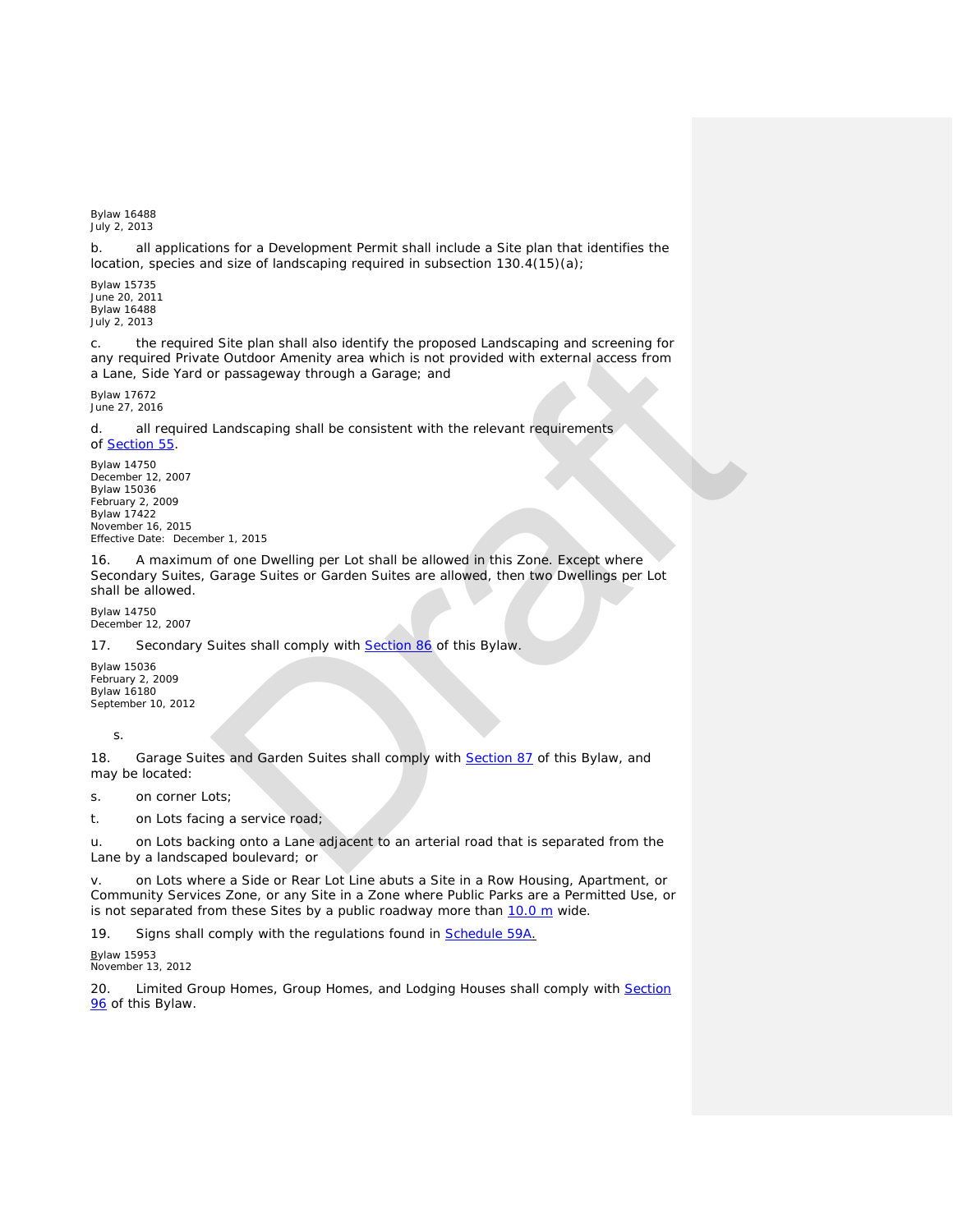Bylaw 16488
July 2, 2013

b. all applications for a Development Permit shall include a Site plan that identifies the location, species and size of landscaping required in subsection 130.4(15)(a);

Bylaw 15735
June 20, 2011
Bylaw 16488
July 2, 2013

c. the required Site plan shall also identify the proposed Landscaping and screening for any required Private Outdoor Amenity area which is not provided with external access from a Lane, Side Yard or passageway through a Garage; and

Bylaw 17672
June 27, 2016

d. all required Landscaping shall be consistent with the relevant requirements of Section 55.

Bylaw 14750
December 12, 2007
Bylaw 15036
February 2, 2009
Bylaw 17422
November 16, 2015
Effective Date: December 1, 2015

16. A maximum of one Dwelling per Lot shall be allowed in this Zone. Except where Secondary Suites, Garage Suites or Garden Suites are allowed, then two Dwellings per Lot shall be allowed.

Bylaw 14750
December 12, 2007

17. Secondary Suites shall comply with Section 86 of this Bylaw.

Bylaw 15036
February 2, 2009
Bylaw 16180
September 10, 2012

s.

18. Garage Suites and Garden Suites shall comply with Section 87 of this Bylaw, and may be located:

s. on corner Lots;

t. on Lots facing a service road;

u. on Lots backing onto a Lane adjacent to an arterial road that is separated from the Lane by a landscaped boulevard; or

v. on Lots where a Side or Rear Lot Line abuts a Site in a Row Housing, Apartment, or Community Services Zone, or any Site in a Zone where Public Parks are a Permitted Use, or is not separated from these Sites by a public roadway more than 10.0 m wide.

19. Signs shall comply with the regulations found in Schedule 59A.

Bylaw 15953
November 13, 2012

20. Limited Group Homes, Group Homes, and Lodging Houses shall comply with Section 96 of this Bylaw.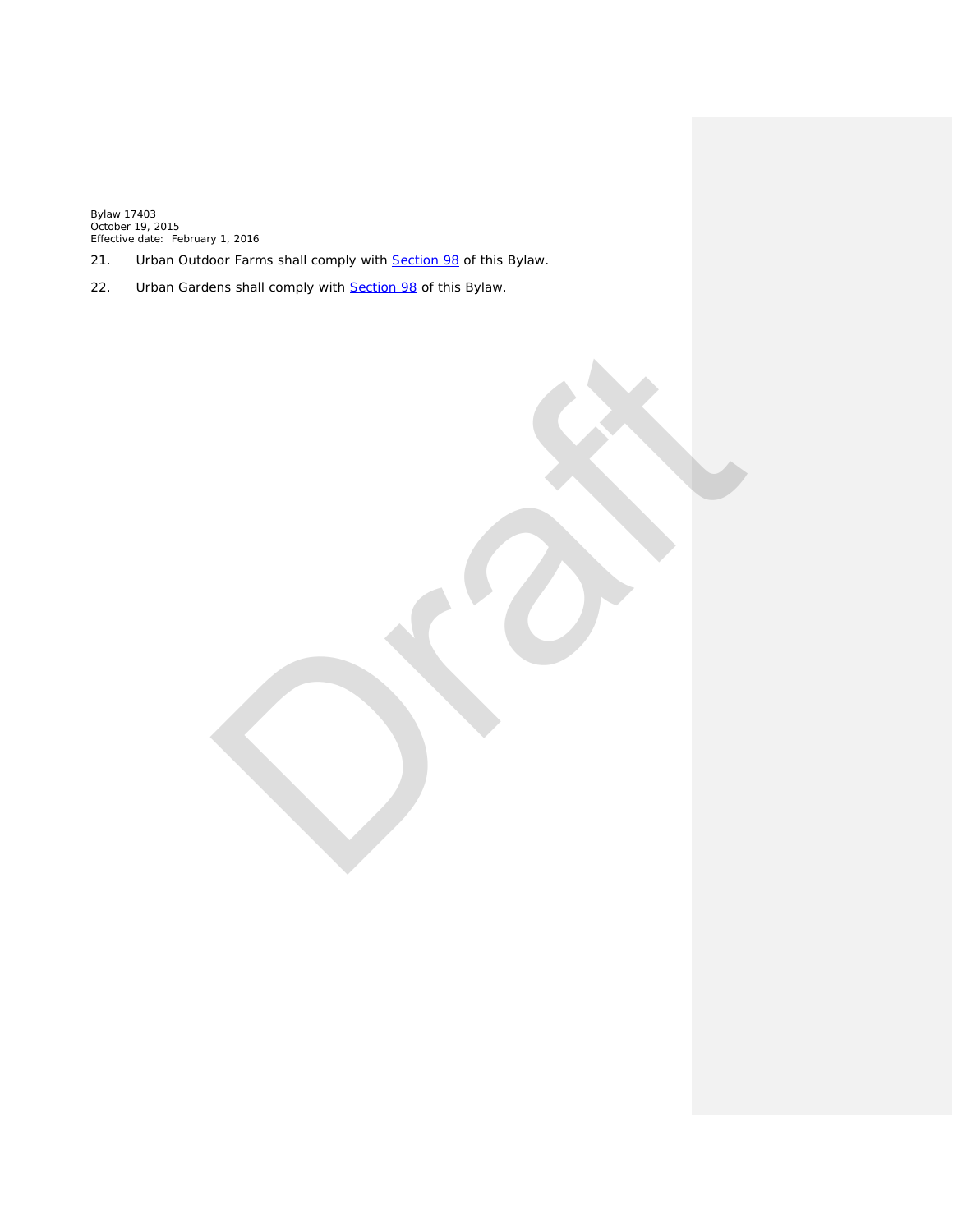Bylaw 17403
October 19, 2015
Effective date: February 1, 2016

21. Urban Outdoor Farms shall comply with Section 98 of this Bylaw.

22. Urban Gardens shall comply with Section 98 of this Bylaw.